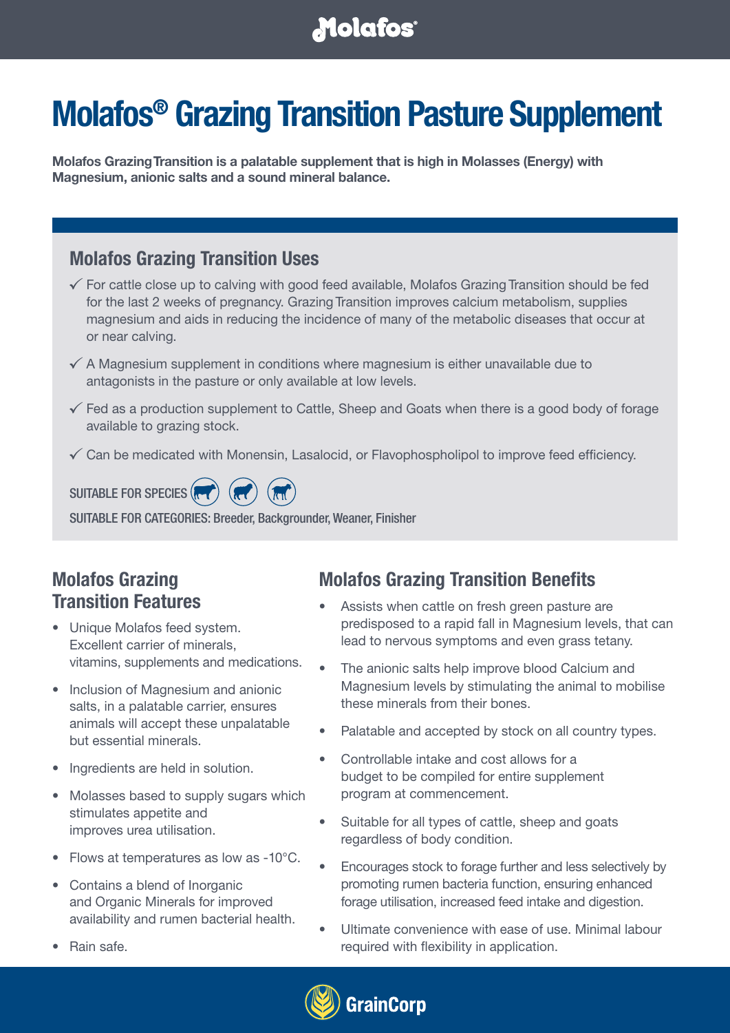# Molafos® Grazing Transition Pasture Supplement

**Molafos Grazing Transition is a palatable supplement that is high in Molasses (Energy) with Magnesium, anionic salts and a sound mineral balance.**

## Molafos Grazing Transition Uses

- ✓ For cattle close up to calving with good feed available, Molafos Grazing Transition should be fed for the last 2 weeks of pregnancy. Grazing Transition improves calcium metabolism, supplies magnesium and aids in reducing the incidence of many of the metabolic diseases that occur at or near calving.
- ✓ A Magnesium supplement in conditions where magnesium is either unavailable due to antagonists in the pasture or only available at low levels.
- ✓ Fed as a production supplement to Cattle, Sheep and Goats when there is a good body of forage available to grazing stock.
- ✓ Can be medicated with Monensin, Lasalocid, or Flavophospholipol to improve feed efficiency.

SUITABLE FOR SPECIES

SUITABLE FOR CATEGORIES: Breeder, Backgrounder, Weaner, Finisher

## Molafos Grazing Transition Features

- Unique Molafos feed system. Excellent carrier of minerals, vitamins, supplements and medications.
- Inclusion of Magnesium and anionic salts, in a palatable carrier, ensures animals will accept these unpalatable but essential minerals.
- Ingredients are held in solution.
- Molasses based to supply sugars which stimulates appetite and improves urea utilisation.
- Flows at temperatures as low as -10°C.
- Contains a blend of Inorganic and Organic Minerals for improved availability and rumen bacterial health.
- Rain safe.

## Molafos Grazing Transition Benefits

- Assists when cattle on fresh green pasture are predisposed to a rapid fall in Magnesium levels, that can lead to nervous symptoms and even grass tetany.
- The anionic salts help improve blood Calcium and Magnesium levels by stimulating the animal to mobilise these minerals from their bones.
- Palatable and accepted by stock on all country types.
- Controllable intake and cost allows for a budget to be compiled for entire supplement program at commencement.
- Suitable for all types of cattle, sheep and goats regardless of body condition.
- Encourages stock to forage further and less selectively by promoting rumen bacteria function, ensuring enhanced forage utilisation, increased feed intake and digestion.
- Ultimate convenience with ease of use. Minimal labour required with flexibility in application.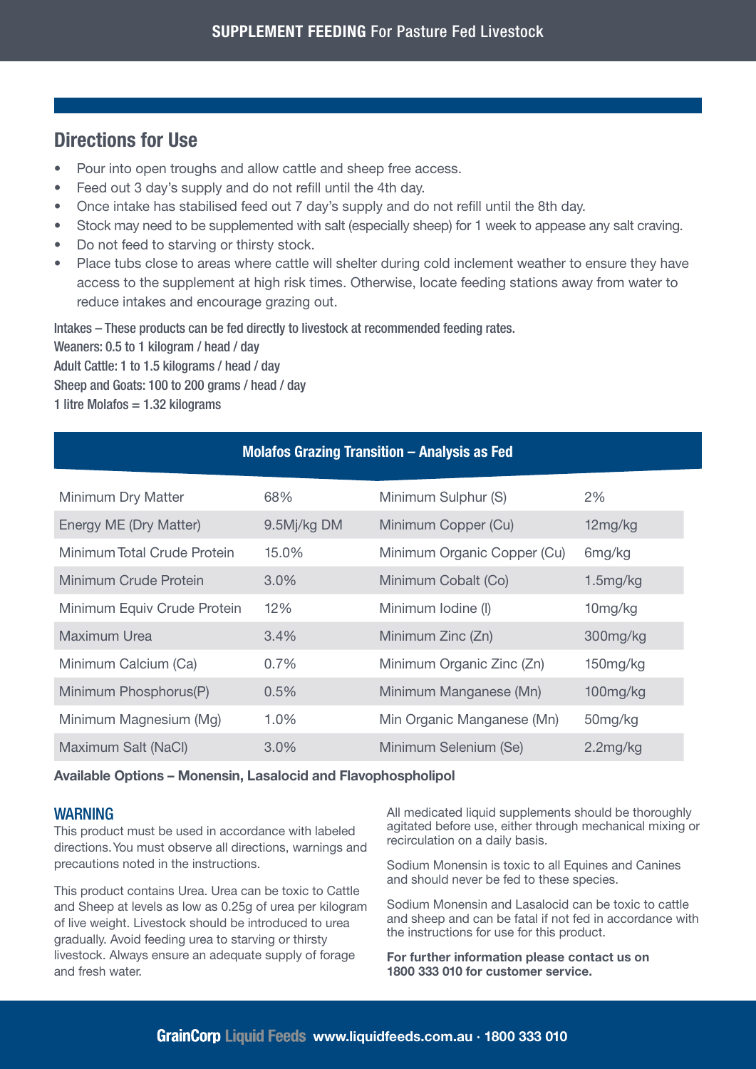## Directions for Use

- Pour into open troughs and allow cattle and sheep free access.
- Feed out 3 day's supply and do not refill until the 4th day.
- Once intake has stabilised feed out 7 day's supply and do not refill until the 8th day.
- Stock may need to be supplemented with salt (especially sheep) for 1 week to appease any salt craving.
- Do not feed to starving or thirsty stock.
- Place tubs close to areas where cattle will shelter during cold inclement weather to ensure they have access to the supplement at high risk times. Otherwise, locate feeding stations away from water to reduce intakes and encourage grazing out.

Intakes – These products can be fed directly to livestock at recommended feeding rates.
Weaners: 0.5 to 1 kilogram / head / day
Adult Cattle: 1 to 1.5 kilograms / head / day
Sheep and Goats: 100 to 200 grams / head / day
1 litre Molafos = 1.32 kilograms

### Molafos Grazing Transition – Analysis as Fed

| | | | |
|---|---|---|---|
| Minimum Dry Matter | 68% | Minimum Sulphur (S) | 2% |
| Energy ME (Dry Matter) | 9.5Mj/kg DM | Minimum Copper (Cu) | 12mg/kg |
| Minimum Total Crude Protein | 15.0% | Minimum Organic Copper (Cu) | 6mg/kg |
| Minimum Crude Protein | 3.0% | Minimum Cobalt (Co) | 1.5mg/kg |
| Minimum Equiv Crude Protein | 12% | Minimum Iodine (I) | 10mg/kg |
| Maximum Urea | 3.4% | Minimum Zinc (Zn) | 300mg/kg |
| Minimum Calcium (Ca) | 0.7% | Minimum Organic Zinc (Zn) | 150mg/kg |
| Minimum Phosphorus(P) | 0.5% | Minimum Manganese (Mn) | 100mg/kg |
| Minimum Magnesium (Mg) | 1.0% | Min Organic Manganese (Mn) | 50mg/kg |
| Maximum Salt (NaCl) | 3.0% | Minimum Selenium (Se) | 2.2mg/kg |

**Available Options – Monensin, Lasalocid and Flavophospholipol**

### WARNING

This product must be used in accordance with labeled directions. You must observe all directions, warnings and precautions noted in the instructions.

This product contains Urea. Urea can be toxic to Cattle and Sheep at levels as low as 0.25g of urea per kilogram of live weight. Livestock should be introduced to urea gradually. Avoid feeding urea to starving or thirsty livestock. Always ensure an adequate supply of forage and fresh water.

All medicated liquid supplements should be thoroughly agitated before use, either through mechanical mixing or recirculation on a daily basis.

Sodium Monensin is toxic to all Equines and Canines and should never be fed to these species.

Sodium Monensin and Lasalocid can be toxic to cattle and sheep and can be fatal if not fed in accordance with the instructions for use for this product.

**For further information please contact us on 1800 333 010 for customer service.**

**GrainCorp Liquid Feeds www.liquidfeeds.com.au · 1800 333 010**